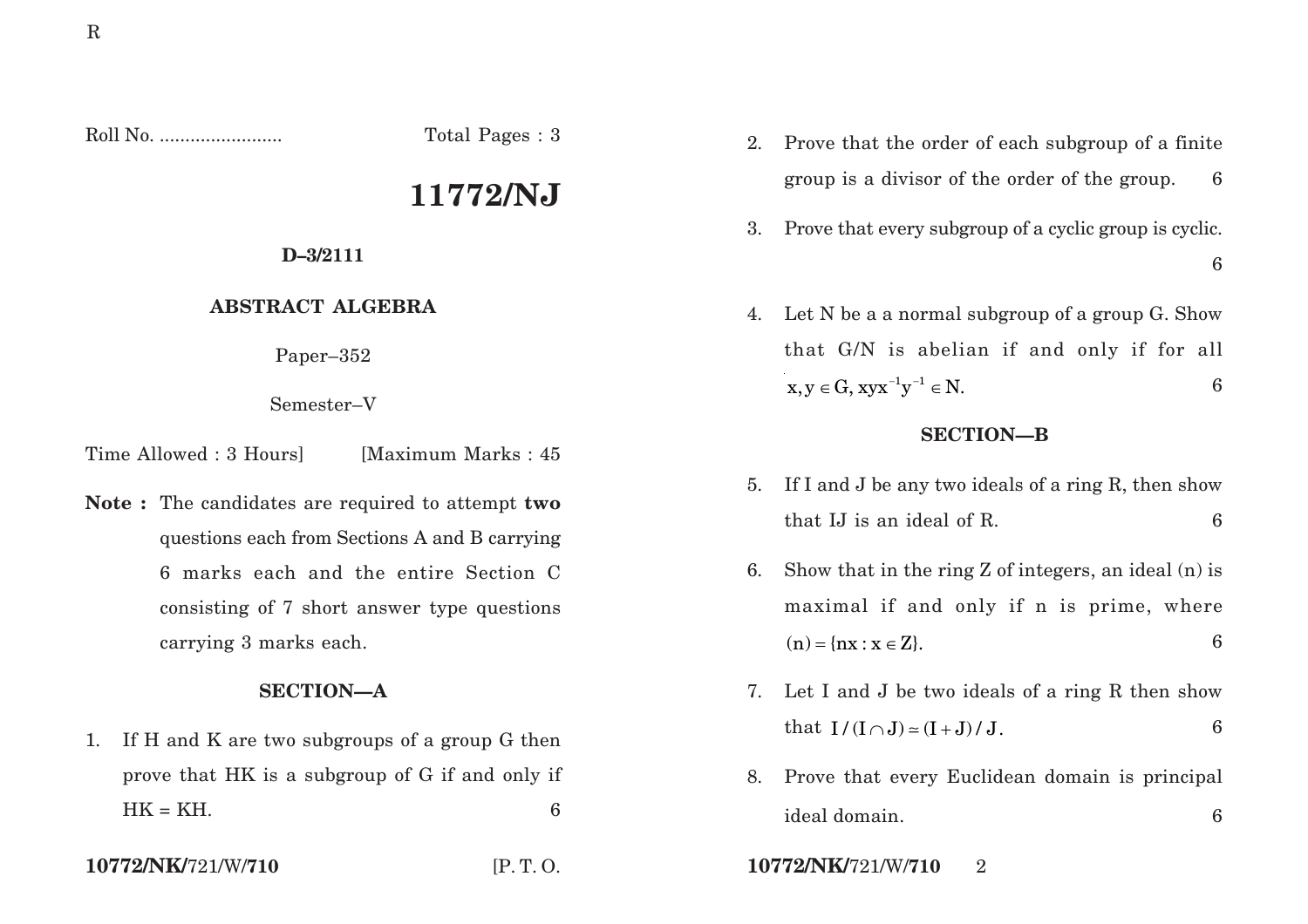Roll No. ........................ Total Pages : 3

# 11772/NJ

**D–3/2111**

**ABSTRACT ALGEBRA**

Paper–352

Semester–V

Time Allowed : 3 Hours] [Maximum Marks : 45

**Note :** The candidates are required to attempt **two** questions each from Sections A and B carrying 6 marks each and the entire Section C consisting of 7 short answer type questions carrying 3 marks each.

## SECTION—A

1. If H and K are two subgroups of a group G then prove that HK is a subgroup of G if and only if HK = KH. 6

2. Prove that the order of each subgroup of a finite group is a divisor of the order of the group. 6

3. Prove that every subgroup of a cyclic group is cyclic. 6

4. Let N be a a normal subgroup of a group G. Show that G/N is abelian if and only if for all $x, y \in G, xyx^{-1}y^{-1} \in N$. 6

## SECTION—B

5. If I and J be any two ideals of a ring R, then show that IJ is an ideal of R. 6

6. Show that in the ring Z of integers, an ideal (n) is maximal if and only if n is prime, where $(n) = \{nx : x \in Z\}$. 6

7. Let I and J be two ideals of a ring R then show that $I/(I \cap J) \simeq (I + J)/J$. 6

8. Prove that every Euclidean domain is principal ideal domain. 6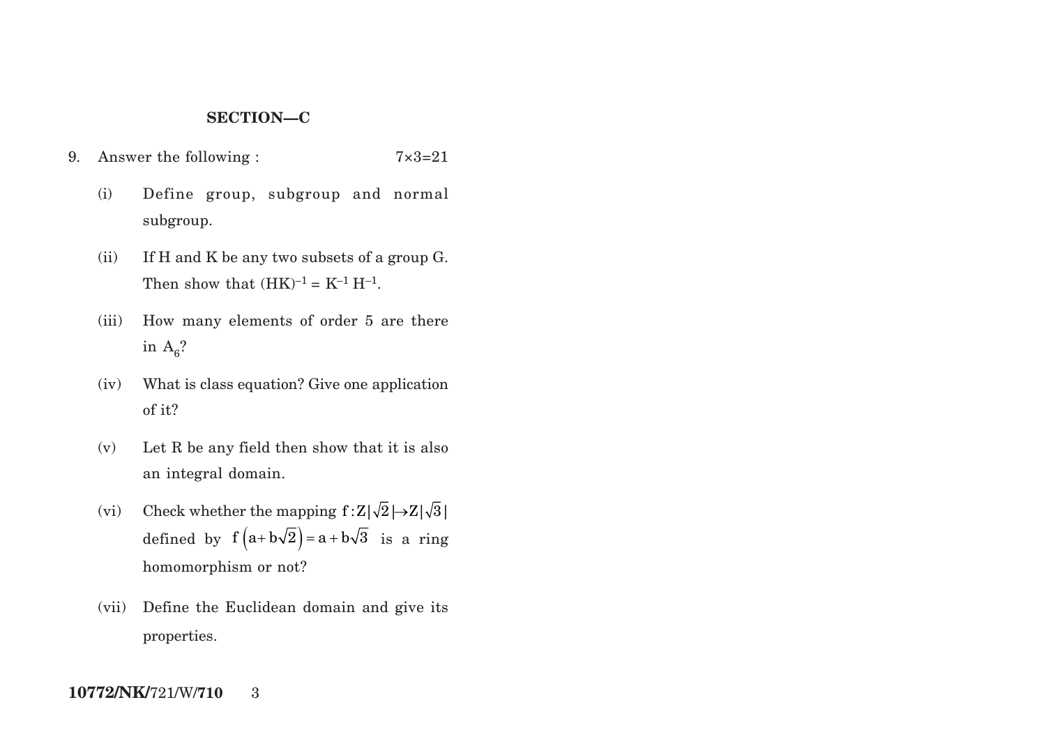## SECTION—C

9. Answer the following : 7×3=21

(i) Define group, subgroup and normal subgroup.

(ii) If H and K be any two subsets of a group G. Then show that $(HK)^{-1} = K^{-1} H^{-1}$.

(iii) How many elements of order 5 are there in $A_6$?

(iv) What is class equation? Give one application of it?

(v) Let R be any field then show that it is also an integral domain.

(vi) Check whether the mapping $f : Z|\sqrt{2}| \rightarrow Z|\sqrt{3}|$ defined by $f\left(a + b\sqrt{2}\right) = a + b\sqrt{3}$ is a ring homomorphism or not?

(vii) Define the Euclidean domain and give its properties.

**10772/NK/**721/W/**710**